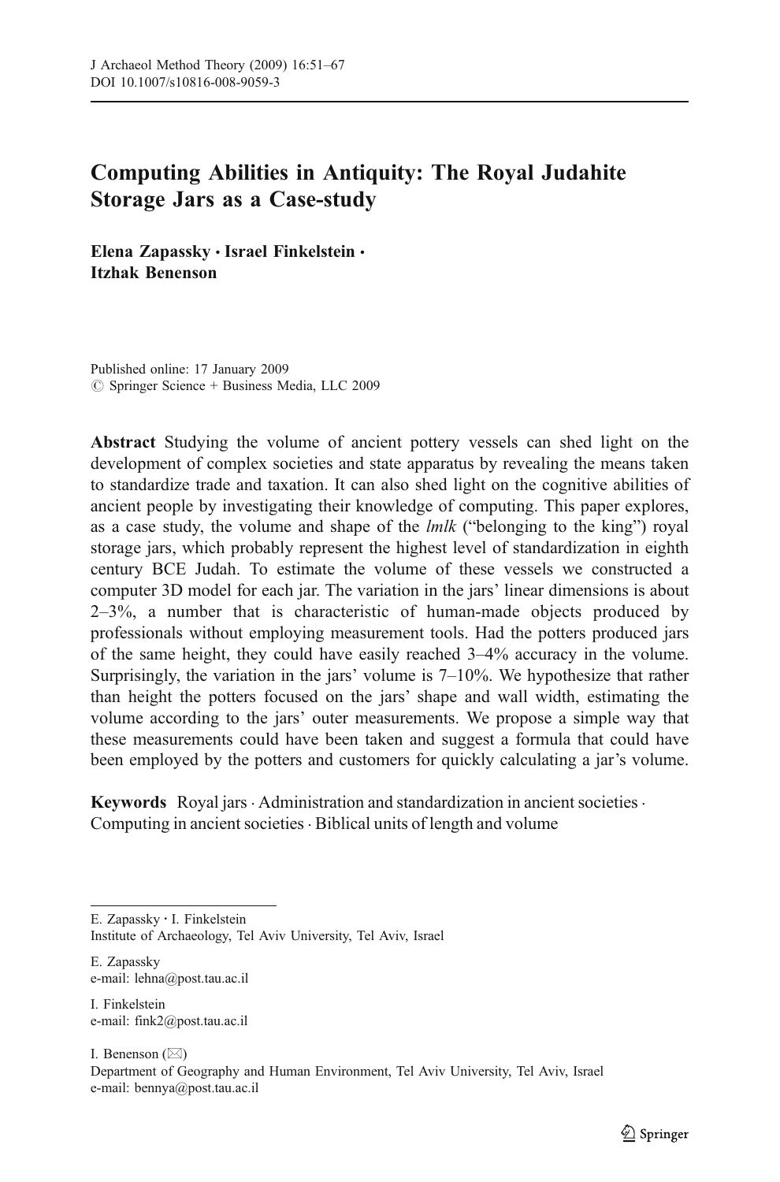# Computing Abilities in Antiquity: The Royal Judahite Storage Jars as a Case-study

**Elena Zapassky · Israel Finkelstein · Itzhak Benenson**

Published online: 17 January 2009
© Springer Science + Business Media, LLC 2009

**Abstract** Studying the volume of ancient pottery vessels can shed light on the development of complex societies and state apparatus by revealing the means taken to standardize trade and taxation. It can also shed light on the cognitive abilities of ancient people by investigating their knowledge of computing. This paper explores, as a case study, the volume and shape of the *lmlk* ("belonging to the king") royal storage jars, which probably represent the highest level of standardization in eighth century BCE Judah. To estimate the volume of these vessels we constructed a computer 3D model for each jar. The variation in the jars' linear dimensions is about 2–3%, a number that is characteristic of human-made objects produced by professionals without employing measurement tools. Had the potters produced jars of the same height, they could have easily reached 3–4% accuracy in the volume. Surprisingly, the variation in the jars' volume is 7–10%. We hypothesize that rather than height the potters focused on the jars' shape and wall width, estimating the volume according to the jars' outer measurements. We propose a simple way that these measurements could have been taken and suggest a formula that could have been employed by the potters and customers for quickly calculating a jar's volume.

**Keywords** Royal jars · Administration and standardization in ancient societies · Computing in ancient societies · Biblical units of length and volume

---

E. Zapassky · I. Finkelstein
Institute of Archaeology, Tel Aviv University, Tel Aviv, Israel

E. Zapassky
e-mail: lehna@post.tau.ac.il

I. Finkelstein
e-mail: fink2@post.tau.ac.il

I. Benenson (✉)
Department of Geography and Human Environment, Tel Aviv University, Tel Aviv, Israel
e-mail: bennya@post.tau.ac.il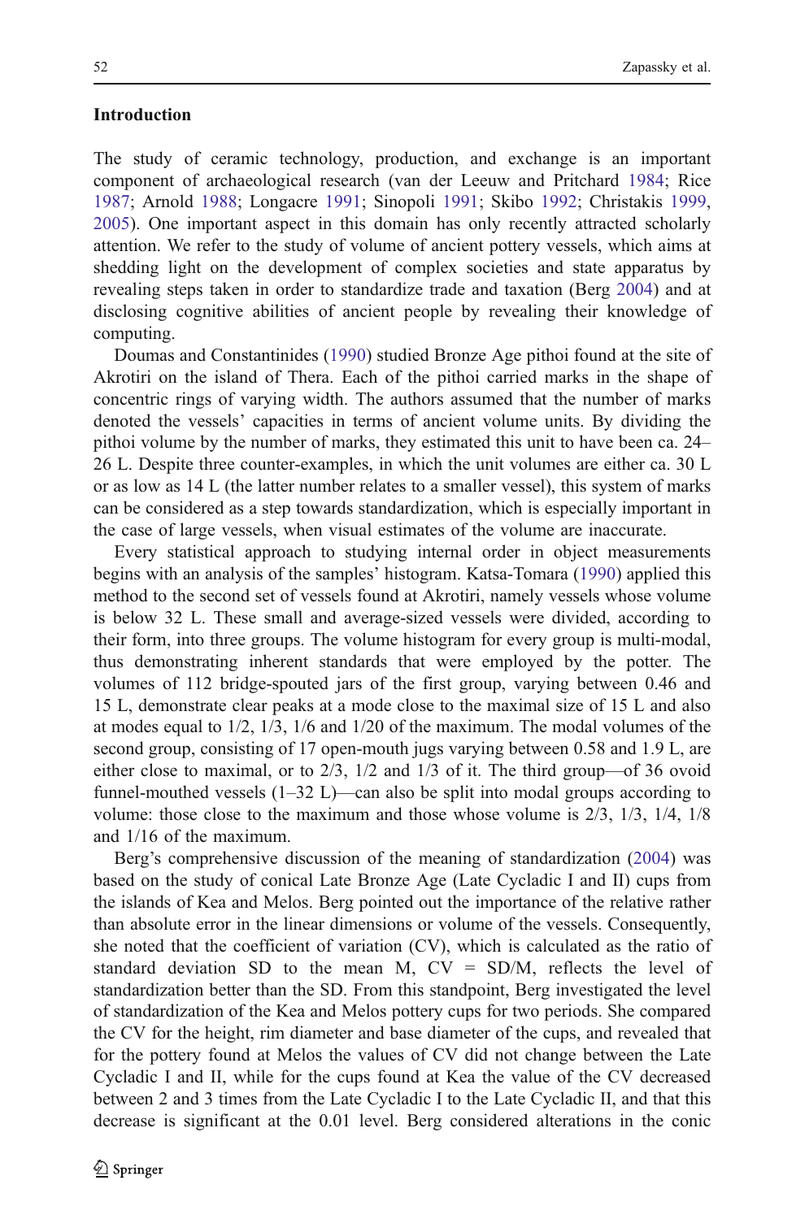## Introduction

The study of ceramic technology, production, and exchange is an important component of archaeological research (van der Leeuw and Pritchard 1984; Rice 1987; Arnold 1988; Longacre 1991; Sinopoli 1991; Skibo 1992; Christakis 1999, 2005). One important aspect in this domain has only recently attracted scholarly attention. We refer to the study of volume of ancient pottery vessels, which aims at shedding light on the development of complex societies and state apparatus by revealing steps taken in order to standardize trade and taxation (Berg 2004) and at disclosing cognitive abilities of ancient people by revealing their knowledge of computing.

Doumas and Constantinides (1990) studied Bronze Age pithoi found at the site of Akrotiri on the island of Thera. Each of the pithoi carried marks in the shape of concentric rings of varying width. The authors assumed that the number of marks denoted the vessels' capacities in terms of ancient volume units. By dividing the pithoi volume by the number of marks, they estimated this unit to have been ca. 24–26 L. Despite three counter-examples, in which the unit volumes are either ca. 30 L or as low as 14 L (the latter number relates to a smaller vessel), this system of marks can be considered as a step towards standardization, which is especially important in the case of large vessels, when visual estimates of the volume are inaccurate.

Every statistical approach to studying internal order in object measurements begins with an analysis of the samples' histogram. Katsa-Tomara (1990) applied this method to the second set of vessels found at Akrotiri, namely vessels whose volume is below 32 L. These small and average-sized vessels were divided, according to their form, into three groups. The volume histogram for every group is multi-modal, thus demonstrating inherent standards that were employed by the potter. The volumes of 112 bridge-spouted jars of the first group, varying between 0.46 and 15 L, demonstrate clear peaks at a mode close to the maximal size of 15 L and also at modes equal to 1/2, 1/3, 1/6 and 1/20 of the maximum. The modal volumes of the second group, consisting of 17 open-mouth jugs varying between 0.58 and 1.9 L, are either close to maximal, or to 2/3, 1/2 and 1/3 of it. The third group—of 36 ovoid funnel-mouthed vessels (1–32 L)—can also be split into modal groups according to volume: those close to the maximum and those whose volume is 2/3, 1/3, 1/4, 1/8 and 1/16 of the maximum.

Berg's comprehensive discussion of the meaning of standardization (2004) was based on the study of conical Late Bronze Age (Late Cycladic I and II) cups from the islands of Kea and Melos. Berg pointed out the importance of the relative rather than absolute error in the linear dimensions or volume of the vessels. Consequently, she noted that the coefficient of variation (CV), which is calculated as the ratio of standard deviation SD to the mean M, $CV = SD/M$, reflects the level of standardization better than the SD. From this standpoint, Berg investigated the level of standardization of the Kea and Melos pottery cups for two periods. She compared the CV for the height, rim diameter and base diameter of the cups, and revealed that for the pottery found at Melos the values of CV did not change between the Late Cycladic I and II, while for the cups found at Kea the value of the CV decreased between 2 and 3 times from the Late Cycladic I to the Late Cycladic II, and that this decrease is significant at the 0.01 level. Berg considered alterations in the conic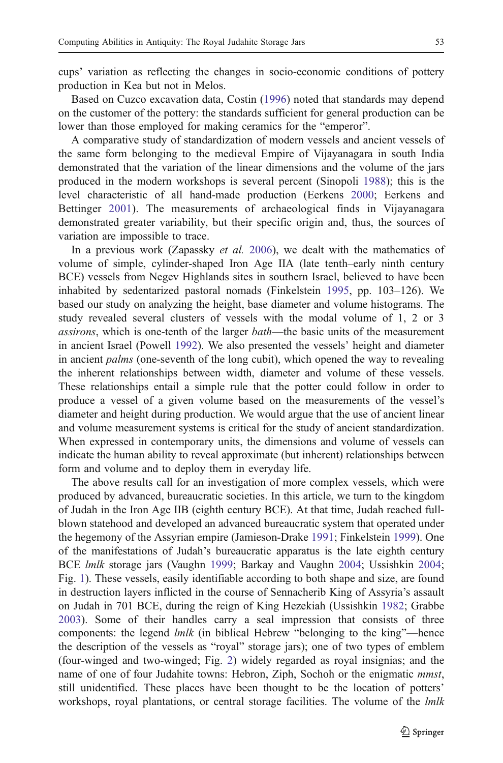cups' variation as reflecting the changes in socio-economic conditions of pottery production in Kea but not in Melos.

Based on Cuzco excavation data, Costin (1996) noted that standards may depend on the customer of the pottery: the standards sufficient for general production can be lower than those employed for making ceramics for the "emperor".

A comparative study of standardization of modern vessels and ancient vessels of the same form belonging to the medieval Empire of Vijayanagara in south India demonstrated that the variation of the linear dimensions and the volume of the jars produced in the modern workshops is several percent (Sinopoli 1988); this is the level characteristic of all hand-made production (Eerkens 2000; Eerkens and Bettinger 2001). The measurements of archaeological finds in Vijayanagara demonstrated greater variability, but their specific origin and, thus, the sources of variation are impossible to trace.

In a previous work (Zapassky *et al.* 2006), we dealt with the mathematics of volume of simple, cylinder-shaped Iron Age IIA (late tenth–early ninth century BCE) vessels from Negev Highlands sites in southern Israel, believed to have been inhabited by sedentarized pastoral nomads (Finkelstein 1995, pp. 103–126). We based our study on analyzing the height, base diameter and volume histograms. The study revealed several clusters of vessels with the modal volume of 1, 2 or 3 *assirons*, which is one-tenth of the larger *bath*—the basic units of the measurement in ancient Israel (Powell 1992). We also presented the vessels' height and diameter in ancient *palms* (one-seventh of the long cubit), which opened the way to revealing the inherent relationships between width, diameter and volume of these vessels. These relationships entail a simple rule that the potter could follow in order to produce a vessel of a given volume based on the measurements of the vessel's diameter and height during production. We would argue that the use of ancient linear and volume measurement systems is critical for the study of ancient standardization. When expressed in contemporary units, the dimensions and volume of vessels can indicate the human ability to reveal approximate (but inherent) relationships between form and volume and to deploy them in everyday life.

The above results call for an investigation of more complex vessels, which were produced by advanced, bureaucratic societies. In this article, we turn to the kingdom of Judah in the Iron Age IIB (eighth century BCE). At that time, Judah reached full-blown statehood and developed an advanced bureaucratic system that operated under the hegemony of the Assyrian empire (Jamieson-Drake 1991; Finkelstein 1999). One of the manifestations of Judah's bureaucratic apparatus is the late eighth century BCE *lmlk* storage jars (Vaughn 1999; Barkay and Vaughn 2004; Ussishkin 2004; Fig. 1). These vessels, easily identifiable according to both shape and size, are found in destruction layers inflicted in the course of Sennacherib King of Assyria's assault on Judah in 701 BCE, during the reign of King Hezekiah (Ussishkin 1982; Grabbe 2003). Some of their handles carry a seal impression that consists of three components: the legend *lmlk* (in biblical Hebrew "belonging to the king"—hence the description of the vessels as "royal" storage jars); one of two types of emblem (four-winged and two-winged; Fig. 2) widely regarded as royal insignias; and the name of one of four Judahite towns: Hebron, Ziph, Sochoh or the enigmatic *mmst*, still unidentified. These places have been thought to be the location of potters' workshops, royal plantations, or central storage facilities. The volume of the *lmlk*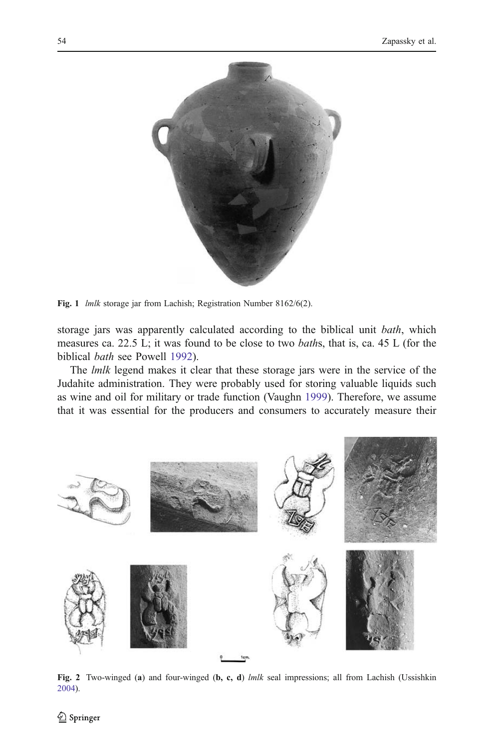Fig. 1 *lmlk* storage jar from Lachish; Registration Number 8162/6(2).

storage jars was apparently calculated according to the biblical unit *bath*, which measures ca. 22.5 L; it was found to be close to two *bath*s, that is, ca. 45 L (for the biblical *bath* see Powell 1992).

The *lmlk* legend makes it clear that these storage jars were in the service of the Judahite administration. They were probably used for storing valuable liquids such as wine and oil for military or trade function (Vaughn 1999). Therefore, we assume that it was essential for the producers and consumers to accurately measure their

Fig. 2 Two-winged (**a**) and four-winged (**b, c, d**) *lmlk* seal impressions; all from Lachish (Ussishkin 2004).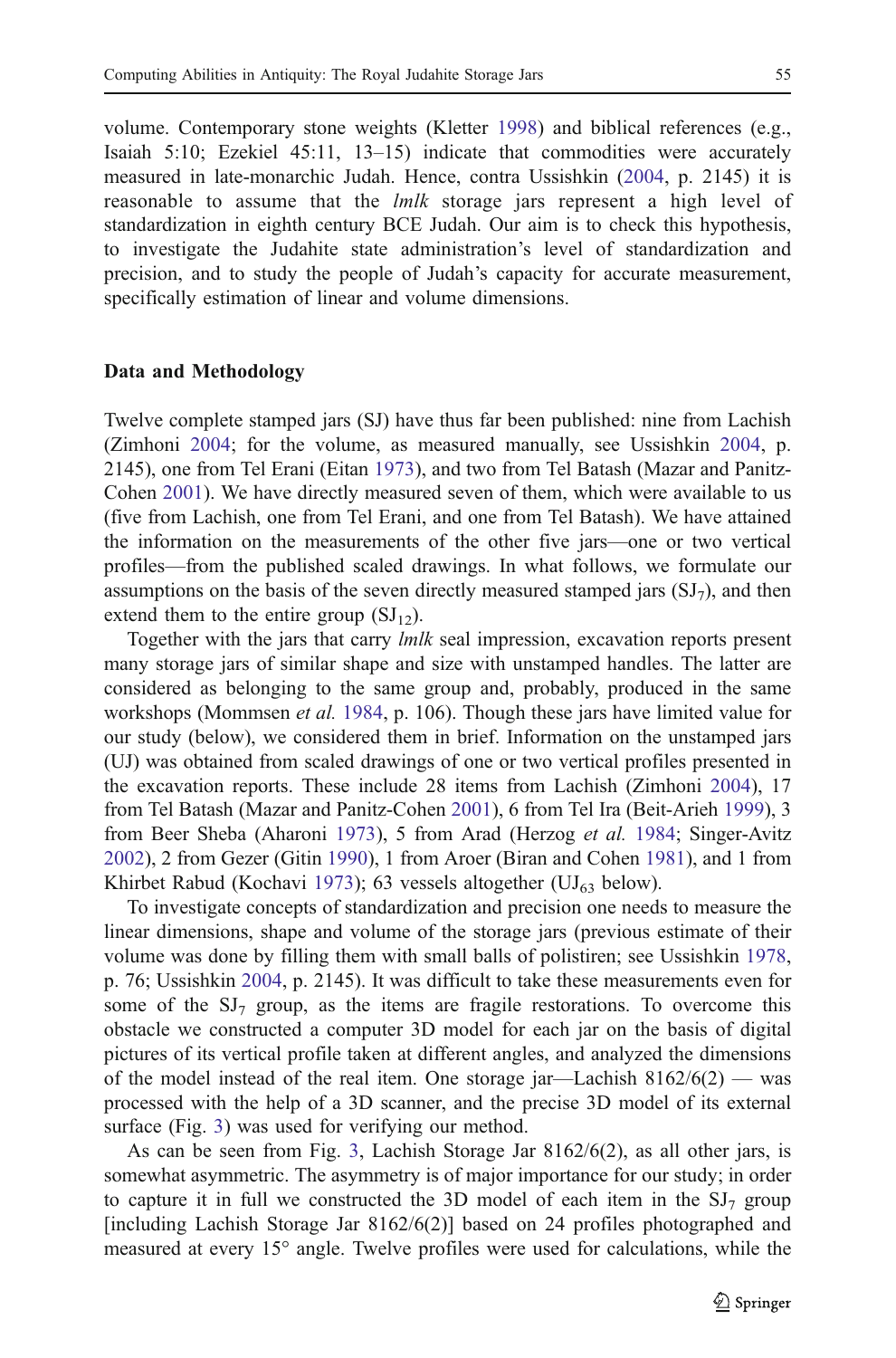volume. Contemporary stone weights (Kletter 1998) and biblical references (e.g., Isaiah 5:10; Ezekiel 45:11, 13–15) indicate that commodities were accurately measured in late-monarchic Judah. Hence, contra Ussishkin (2004, p. 2145) it is reasonable to assume that the *lmlk* storage jars represent a high level of standardization in eighth century BCE Judah. Our aim is to check this hypothesis, to investigate the Judahite state administration's level of standardization and precision, and to study the people of Judah's capacity for accurate measurement, specifically estimation of linear and volume dimensions.

## Data and Methodology

Twelve complete stamped jars (SJ) have thus far been published: nine from Lachish (Zimhoni 2004; for the volume, as measured manually, see Ussishkin 2004, p. 2145), one from Tel Erani (Eitan 1973), and two from Tel Batash (Mazar and Panitz-Cohen 2001). We have directly measured seven of them, which were available to us (five from Lachish, one from Tel Erani, and one from Tel Batash). We have attained the information on the measurements of the other five jars—one or two vertical profiles—from the published scaled drawings. In what follows, we formulate our assumptions on the basis of the seven directly measured stamped jars ($SJ_7$), and then extend them to the entire group ($SJ_{12}$).

Together with the jars that carry *lmlk* seal impression, excavation reports present many storage jars of similar shape and size with unstamped handles. The latter are considered as belonging to the same group and, probably, produced in the same workshops (Mommsen *et al.* 1984, p. 106). Though these jars have limited value for our study (below), we considered them in brief. Information on the unstamped jars (UJ) was obtained from scaled drawings of one or two vertical profiles presented in the excavation reports. These include 28 items from Lachish (Zimhoni 2004), 17 from Tel Batash (Mazar and Panitz-Cohen 2001), 6 from Tel Ira (Beit-Arieh 1999), 3 from Beer Sheba (Aharoni 1973), 5 from Arad (Herzog *et al.* 1984; Singer-Avitz 2002), 2 from Gezer (Gitin 1990), 1 from Aroer (Biran and Cohen 1981), and 1 from Khirbet Rabud (Kochavi 1973); 63 vessels altogether ($UJ_{63}$ below).

To investigate concepts of standardization and precision one needs to measure the linear dimensions, shape and volume of the storage jars (previous estimate of their volume was done by filling them with small balls of polistiren; see Ussishkin 1978, p. 76; Ussishkin 2004, p. 2145). It was difficult to take these measurements even for some of the $SJ_7$ group, as the items are fragile restorations. To overcome this obstacle we constructed a computer 3D model for each jar on the basis of digital pictures of its vertical profile taken at different angles, and analyzed the dimensions of the model instead of the real item. One storage jar—Lachish 8162/6(2) — was processed with the help of a 3D scanner, and the precise 3D model of its external surface (Fig. 3) was used for verifying our method.

As can be seen from Fig. 3, Lachish Storage Jar 8162/6(2), as all other jars, is somewhat asymmetric. The asymmetry is of major importance for our study; in order to capture it in full we constructed the 3D model of each item in the $SJ_7$ group [including Lachish Storage Jar 8162/6(2)] based on 24 profiles photographed and measured at every 15° angle. Twelve profiles were used for calculations, while the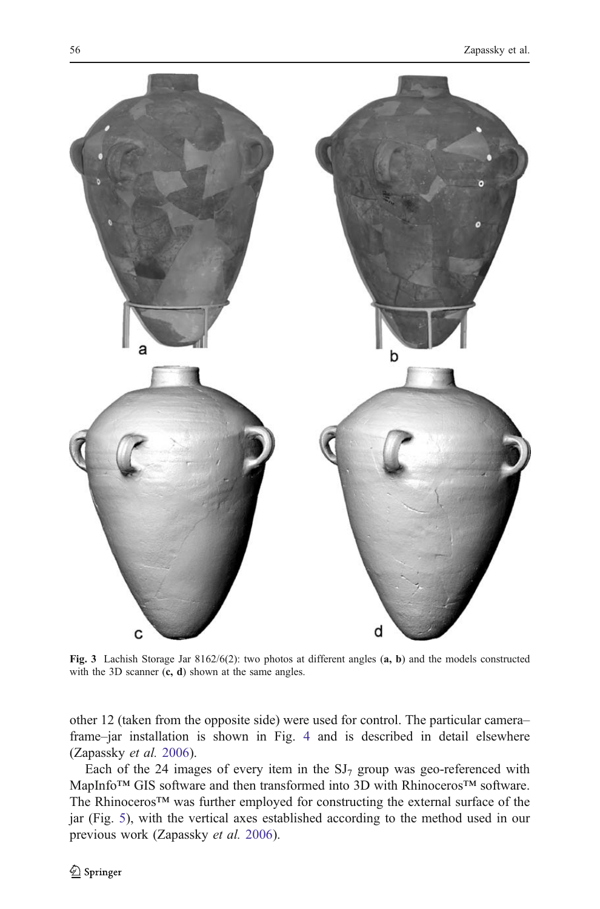**Fig. 3** Lachish Storage Jar 8162/6(2): two photos at different angles (**a, b**) and the models constructed with the 3D scanner (**c, d**) shown at the same angles.

other 12 (taken from the opposite side) were used for control. The particular camera–frame–jar installation is shown in Fig. 4 and is described in detail elsewhere (Zapassky *et al.* 2006).

Each of the 24 images of every item in the $SJ_7$ group was geo-referenced with MapInfo™ GIS software and then transformed into 3D with Rhinoceros™ software. The Rhinoceros™ was further employed for constructing the external surface of the jar (Fig. 5), with the vertical axes established according to the method used in our previous work (Zapassky *et al.* 2006).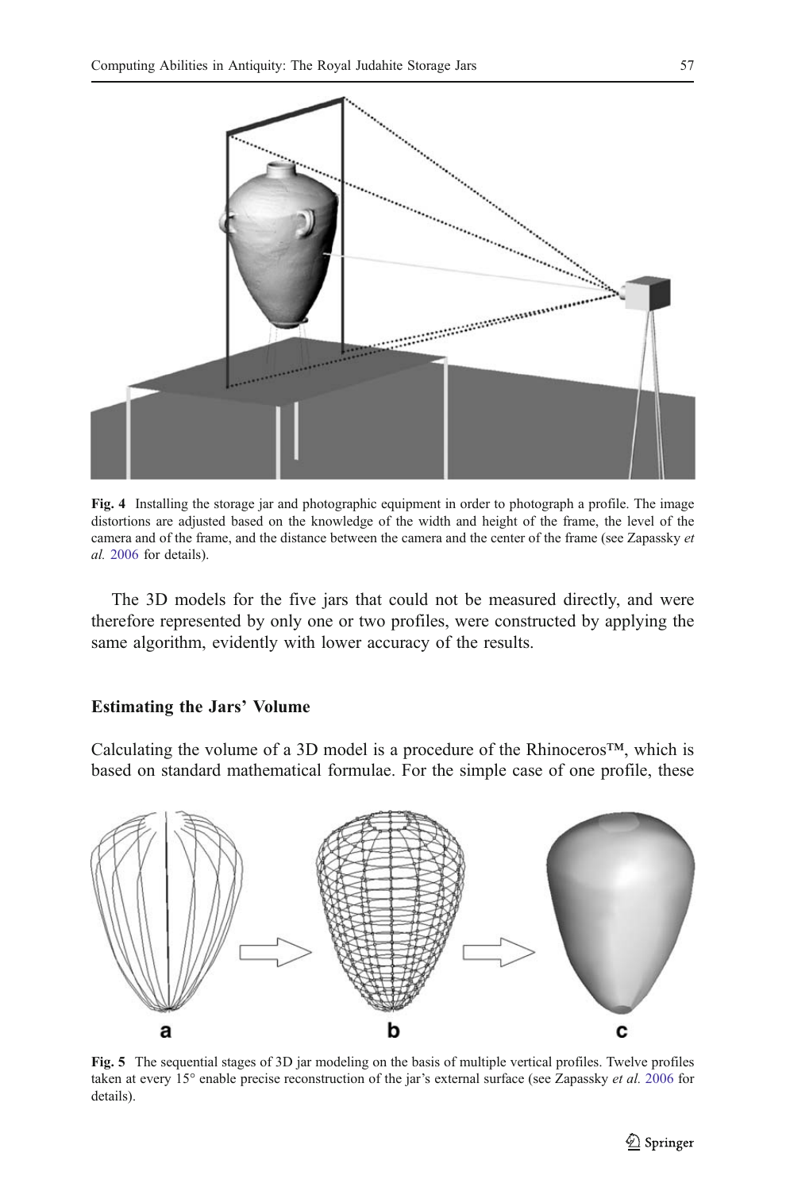Fig. 4 Installing the storage jar and photographic equipment in order to photograph a profile. The image distortions are adjusted based on the knowledge of the width and height of the frame, the level of the camera and of the frame, and the distance between the camera and the center of the frame (see Zapassky *et al.* 2006 for details).

The 3D models for the five jars that could not be measured directly, and were therefore represented by only one or two profiles, were constructed by applying the same algorithm, evidently with lower accuracy of the results.

## Estimating the Jars' Volume

Calculating the volume of a 3D model is a procedure of the Rhinoceros™, which is based on standard mathematical formulae. For the simple case of one profile, these

Fig. 5 The sequential stages of 3D jar modeling on the basis of multiple vertical profiles. Twelve profiles taken at every 15° enable precise reconstruction of the jar's external surface (see Zapassky *et al.* 2006 for details).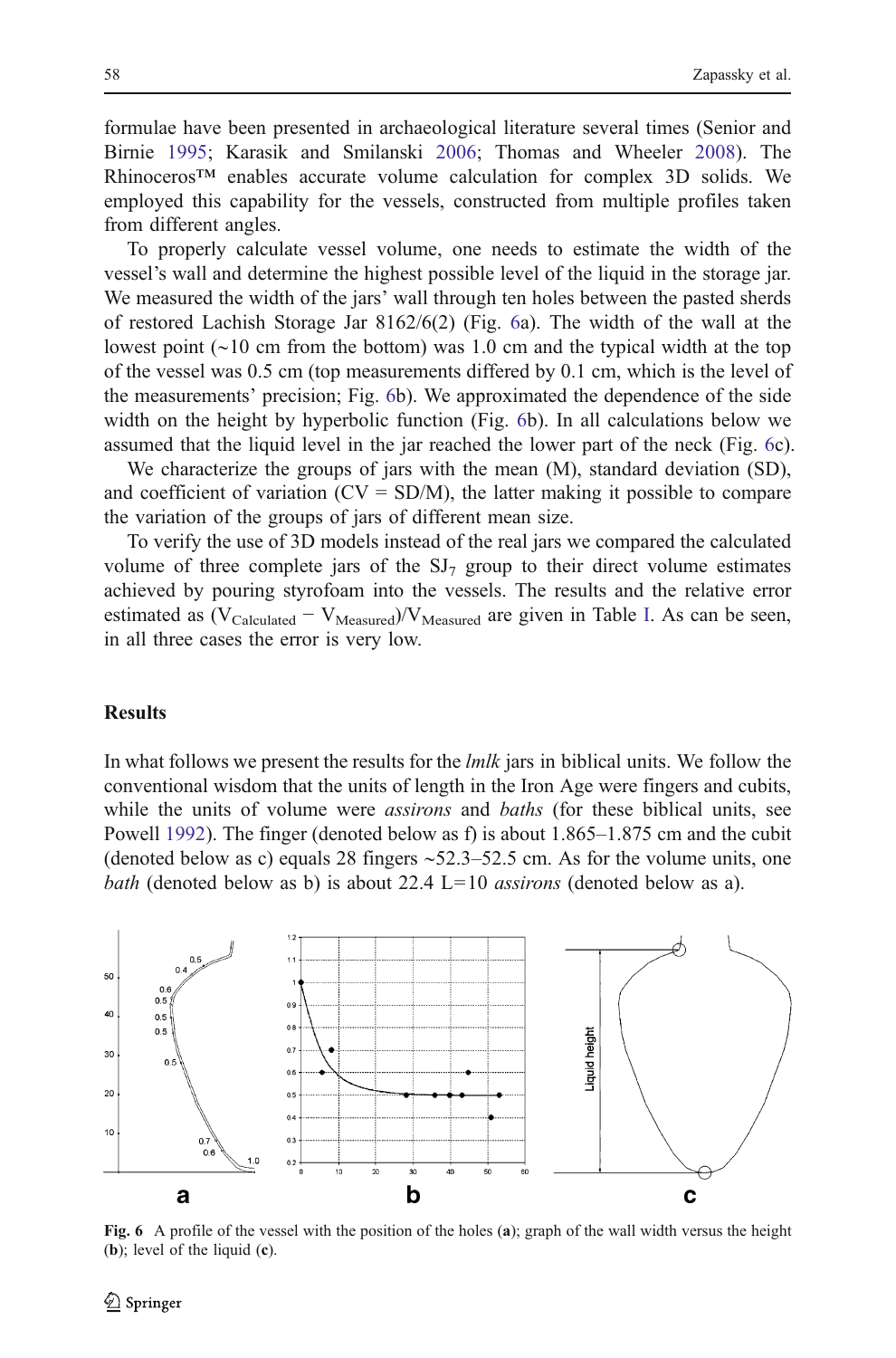formulae have been presented in archaeological literature several times (Senior and Birnie 1995; Karasik and Smilanski 2006; Thomas and Wheeler 2008). The Rhinoceros™ enables accurate volume calculation for complex 3D solids. We employed this capability for the vessels, constructed from multiple profiles taken from different angles.

To properly calculate vessel volume, one needs to estimate the width of the vessel's wall and determine the highest possible level of the liquid in the storage jar. We measured the width of the jars' wall through ten holes between the pasted sherds of restored Lachish Storage Jar 8162/6(2) (Fig. 6a). The width of the wall at the lowest point (~10 cm from the bottom) was 1.0 cm and the typical width at the top of the vessel was 0.5 cm (top measurements differed by 0.1 cm, which is the level of the measurements' precision; Fig. 6b). We approximated the dependence of the side width on the height by hyperbolic function (Fig. 6b). In all calculations below we assumed that the liquid level in the jar reached the lower part of the neck (Fig. 6c).

We characterize the groups of jars with the mean (M), standard deviation (SD), and coefficient of variation (CV = SD/M), the latter making it possible to compare the variation of the groups of jars of different mean size.

To verify the use of 3D models instead of the real jars we compared the calculated volume of three complete jars of the $SJ_7$ group to their direct volume estimates achieved by pouring styrofoam into the vessels. The results and the relative error estimated as $(V_{Calculated} - V_{Measured})/V_{Measured}$ are given in Table I. As can be seen, in all three cases the error is very low.

## Results

In what follows we present the results for the *lmlk* jars in biblical units. We follow the conventional wisdom that the units of length in the Iron Age were fingers and cubits, while the units of volume were *assirons* and *baths* (for these biblical units, see Powell 1992). The finger (denoted below as f) is about 1.865–1.875 cm and the cubit (denoted below as c) equals 28 fingers ~52.3–52.5 cm. As for the volume units, one *bath* (denoted below as b) is about 22.4 L=10 *assirons* (denoted below as a).

**Fig. 6** A profile of the vessel with the position of the holes (**a**); graph of the wall width versus the height (**b**); level of the liquid (**c**).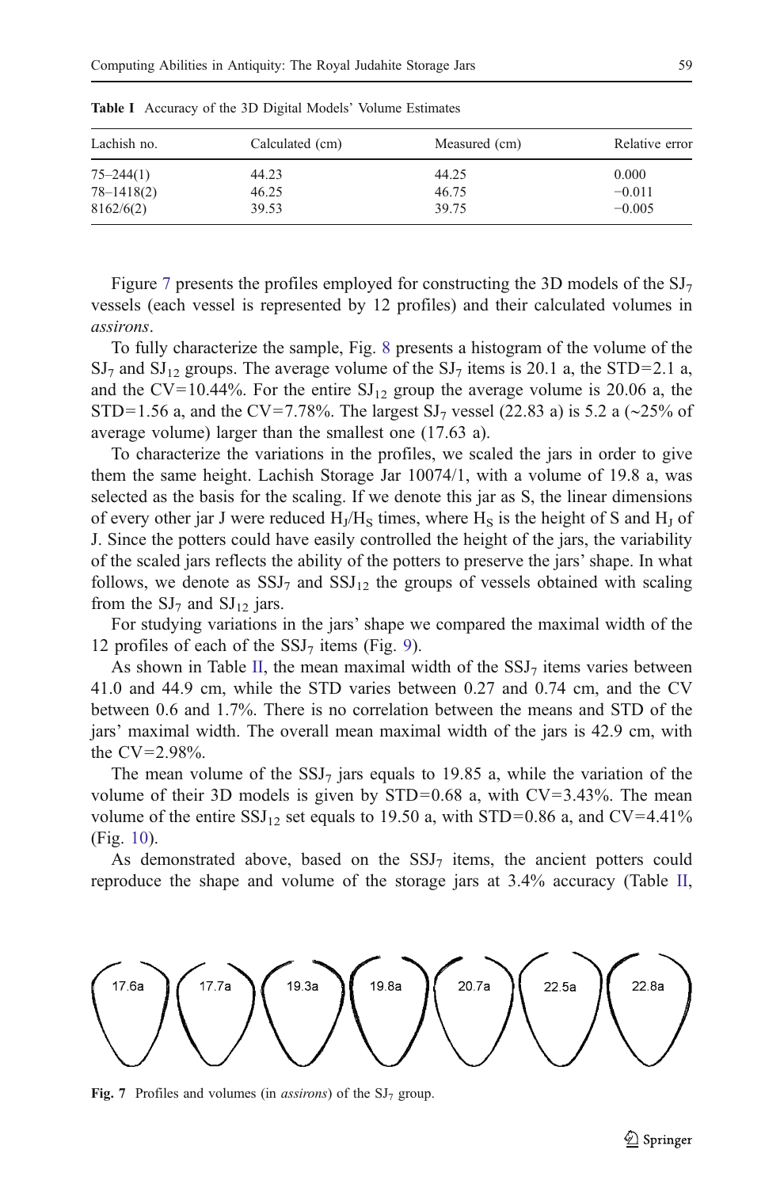**Table I** Accuracy of the 3D Digital Models' Volume Estimates

| Lachish no. | Calculated (cm) | Measured (cm) | Relative error |
|---|---|---|---|
| 75–244(1) | 44.23 | 44.25 | 0.000 |
| 78–1418(2) | 46.25 | 46.75 | −0.011 |
| 8162/6(2) | 39.53 | 39.75 | −0.005 |

Figure 7 presents the profiles employed for constructing the 3D models of the $SJ_7$ vessels (each vessel is represented by 12 profiles) and their calculated volumes in *assirons*.

To fully characterize the sample, Fig. 8 presents a histogram of the volume of the $SJ_7$ and $SJ_{12}$ groups. The average volume of the $SJ_7$ items is 20.1 a, the STD=2.1 a, and the CV=10.44%. For the entire $SJ_{12}$ group the average volume is 20.06 a, the STD=1.56 a, and the CV=7.78%. The largest $SJ_7$ vessel (22.83 a) is 5.2 a (~25% of average volume) larger than the smallest one (17.63 a).

To characterize the variations in the profiles, we scaled the jars in order to give them the same height. Lachish Storage Jar 10074/1, with a volume of 19.8 a, was selected as the basis for the scaling. If we denote this jar as S, the linear dimensions of every other jar J were reduced $H_J/H_S$ times, where $H_S$ is the height of S and $H_J$ of J. Since the potters could have easily controlled the height of the jars, the variability of the scaled jars reflects the ability of the potters to preserve the jars' shape. In what follows, we denote as $SSJ_7$ and $SSJ_{12}$ the groups of vessels obtained with scaling from the $SJ_7$ and $SJ_{12}$ jars.

For studying variations in the jars' shape we compared the maximal width of the 12 profiles of each of the $SSJ_7$ items (Fig. 9).

As shown in Table II, the mean maximal width of the $SSJ_7$ items varies between 41.0 and 44.9 cm, while the STD varies between 0.27 and 0.74 cm, and the CV between 0.6 and 1.7%. There is no correlation between the means and STD of the jars' maximal width. The overall mean maximal width of the jars is 42.9 cm, with the CV=2.98%.

The mean volume of the $SSJ_7$ jars equals to 19.85 a, while the variation of the volume of their 3D models is given by STD=0.68 a, with CV=3.43%. The mean volume of the entire $SSJ_{12}$ set equals to 19.50 a, with STD=0.86 a, and CV=4.41% (Fig. 10).

As demonstrated above, based on the $SSJ_7$ items, the ancient potters could reproduce the shape and volume of the storage jars at 3.4% accuracy (Table II,

17.6a 17.7a 19.3a 19.8a 20.7a 22.5a 22.8a

**Fig. 7** Profiles and volumes (in *assirons*) of the $SJ_7$ group.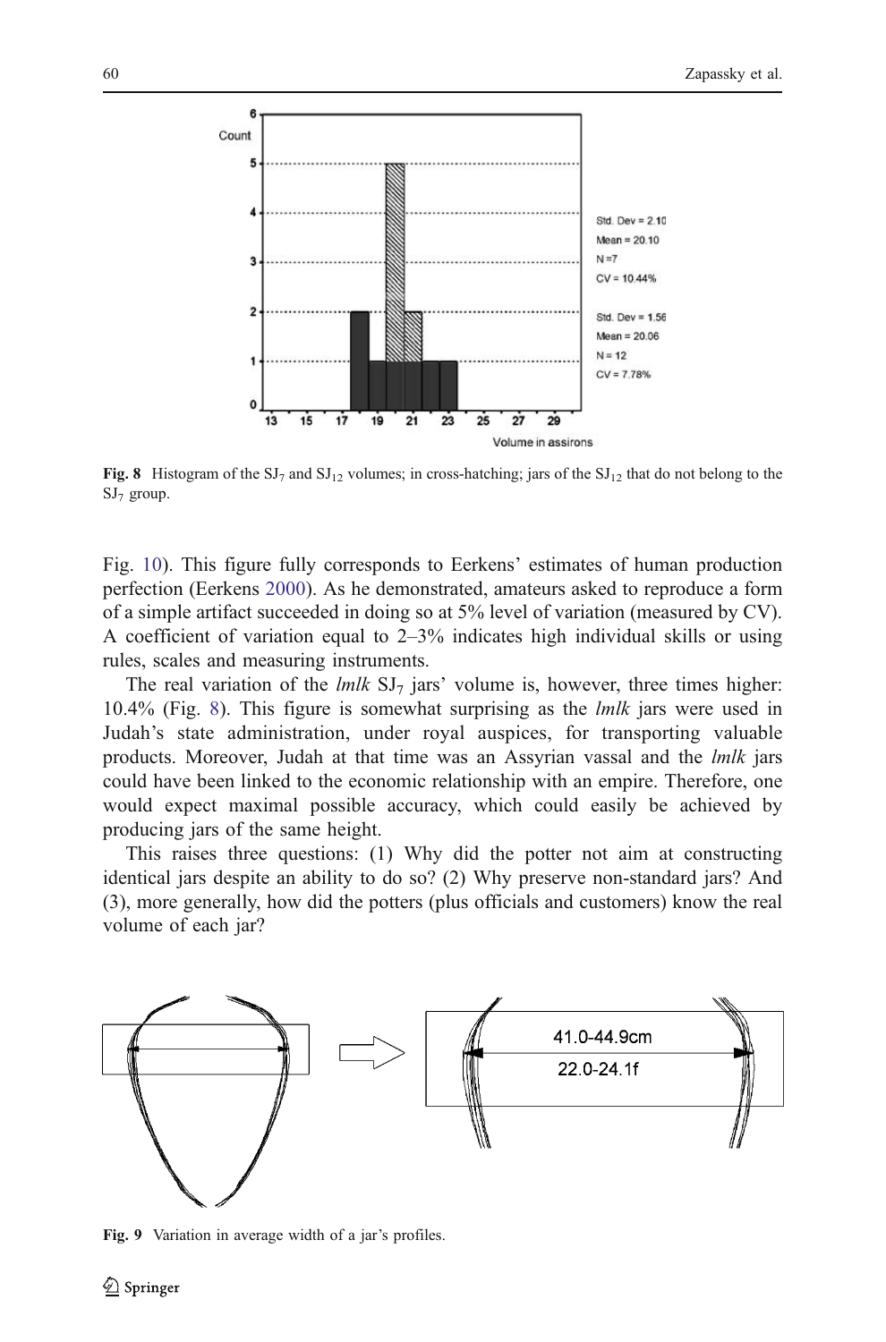**Fig. 8** Histogram of the $SJ_7$ and $SJ_{12}$ volumes; in cross-hatching; jars of the $SJ_{12}$ that do not belong to the $SJ_7$ group.

Fig. 10). This figure fully corresponds to Eerkens' estimates of human production perfection (Eerkens 2000). As he demonstrated, amateurs asked to reproduce a form of a simple artifact succeeded in doing so at 5% level of variation (measured by CV). A coefficient of variation equal to 2–3% indicates high individual skills or using rules, scales and measuring instruments.

The real variation of the *lmlk* $SJ_7$ jars' volume is, however, three times higher: 10.4% (Fig. 8). This figure is somewhat surprising as the *lmlk* jars were used in Judah's state administration, under royal auspices, for transporting valuable products. Moreover, Judah at that time was an Assyrian vassal and the *lmlk* jars could have been linked to the economic relationship with an empire. Therefore, one would expect maximal possible accuracy, which could easily be achieved by producing jars of the same height.

This raises three questions: (1) Why did the potter not aim at constructing identical jars despite an ability to do so? (2) Why preserve non-standard jars? And (3), more generally, how did the potters (plus officials and customers) know the real volume of each jar?

**Fig. 9** Variation in average width of a jar's profiles.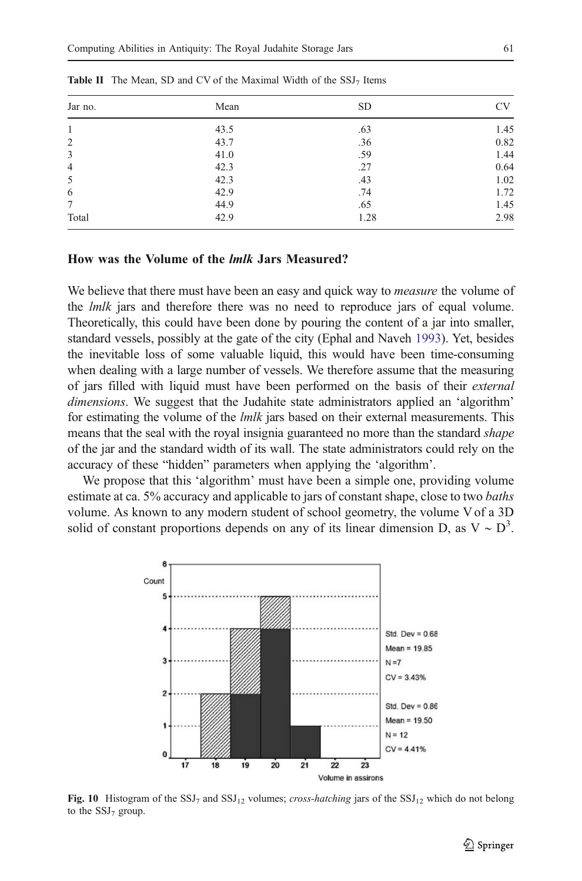**Table II** The Mean, SD and CV of the Maximal Width of the $SSJ_7$ Items

| Jar no. | Mean | SD | CV |
|---|---|---|---|
| 1 | 43.5 | .63 | 1.45 |
| 2 | 43.7 | .36 | 0.82 |
| 3 | 41.0 | .59 | 1.44 |
| 4 | 42.3 | .27 | 0.64 |
| 5 | 42.3 | .43 | 1.02 |
| 6 | 42.9 | .74 | 1.72 |
| 7 | 44.9 | .65 | 1.45 |
| Total | 42.9 | 1.28 | 2.98 |

## How was the Volume of the *lmlk* Jars Measured?

We believe that there must have been an easy and quick way to *measure* the volume of the *lmlk* jars and therefore there was no need to reproduce jars of equal volume. Theoretically, this could have been done by pouring the content of a jar into smaller, standard vessels, possibly at the gate of the city (Ephal and Naveh 1993). Yet, besides the inevitable loss of some valuable liquid, this would have been time-consuming when dealing with a large number of vessels. We therefore assume that the measuring of jars filled with liquid must have been performed on the basis of their *external dimensions*. We suggest that the Judahite state administrators applied an 'algorithm' for estimating the volume of the *lmlk* jars based on their external measurements. This means that the seal with the royal insignia guaranteed no more than the standard *shape* of the jar and the standard width of its wall. The state administrators could rely on the accuracy of these "hidden" parameters when applying the 'algorithm'.

We propose that this 'algorithm' must have been a simple one, providing volume estimate at ca. 5% accuracy and applicable to jars of constant shape, close to two *baths* volume. As known to any modern student of school geometry, the volume V of a 3D solid of constant proportions depends on any of its linear dimension D, as $V \sim D^3$.

**Fig. 10** Histogram of the $SSJ_7$ and $SSJ_{12}$ volumes; *cross-hatching* jars of the $SSJ_{12}$ which do not belong to the $SSJ_7$ group.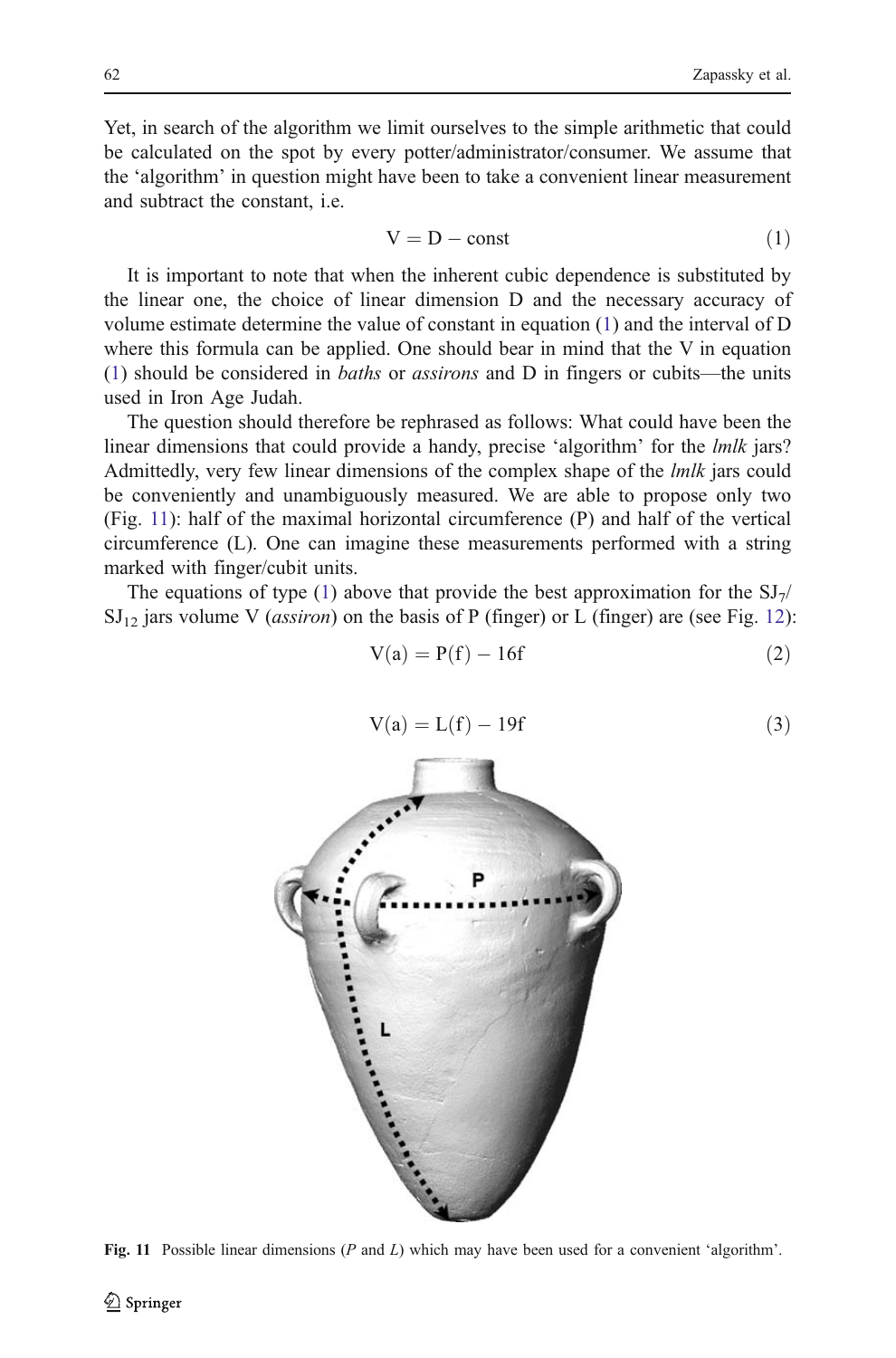Yet, in search of the algorithm we limit ourselves to the simple arithmetic that could be calculated on the spot by every potter/administrator/consumer. We assume that the 'algorithm' in question might have been to take a convenient linear measurement and subtract the constant, i.e.

$$V = D - \text{const} \tag{1}$$

It is important to note that when the inherent cubic dependence is substituted by the linear one, the choice of linear dimension D and the necessary accuracy of volume estimate determine the value of constant in equation (1) and the interval of D where this formula can be applied. One should bear in mind that the V in equation (1) should be considered in *baths* or *assirons* and D in fingers or cubits—the units used in Iron Age Judah.

The question should therefore be rephrased as follows: What could have been the linear dimensions that could provide a handy, precise 'algorithm' for the *lmlk* jars? Admittedly, very few linear dimensions of the complex shape of the *lmlk* jars could be conveniently and unambiguously measured. We are able to propose only two (Fig. 11): half of the maximal horizontal circumference (P) and half of the vertical circumference (L). One can imagine these measurements performed with a string marked with finger/cubit units.

The equations of type (1) above that provide the best approximation for the $SJ_7$/$SJ_{12}$ jars volume V (*assiron*) on the basis of P (finger) or L (finger) are (see Fig. 12):

$$V(a) = P(f) - 16f \tag{2}$$

$$V(a) = L(f) - 19f \tag{3}$$

**Fig. 11** Possible linear dimensions (*P* and *L*) which may have been used for a convenient 'algorithm'.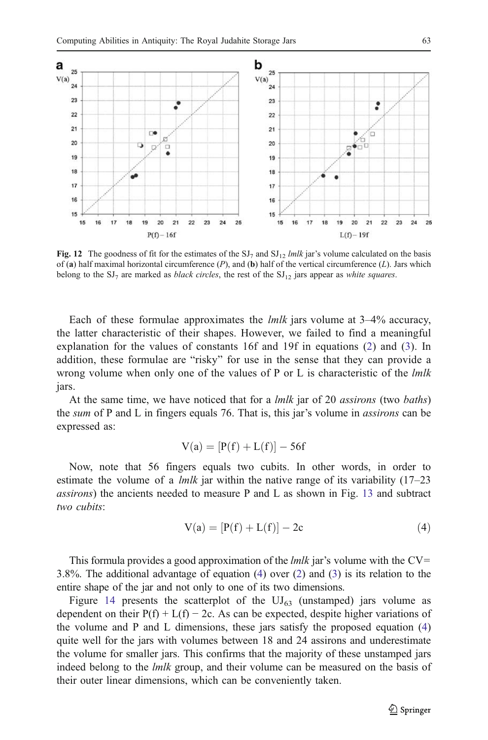**Fig. 12** The goodness of fit for the estimates of the $SJ_7$ and $SJ_{12}$ *lmlk* jar's volume calculated on the basis of (**a**) half maximal horizontal circumference (*P*), and (**b**) half of the vertical circumference (*L*). Jars which belong to the $SJ_7$ are marked as *black circles*, the rest of the $SJ_{12}$ jars appear as *white squares*.

Each of these formulae approximates the *lmlk* jars volume at 3–4% accuracy, the latter characteristic of their shapes. However, we failed to find a meaningful explanation for the values of constants 16f and 19f in equations (2) and (3). In addition, these formulae are "risky" for use in the sense that they can provide a wrong volume when only one of the values of P or L is characteristic of the *lmlk* jars.

At the same time, we have noticed that for a *lmlk* jar of 20 *assirons* (two *baths*) the *sum* of P and L in fingers equals 76. That is, this jar's volume in *assirons* can be expressed as:

$$V(a) = [P(f) + L(f)] - 56f$$

Now, note that 56 fingers equals two cubits. In other words, in order to estimate the volume of a *lmlk* jar within the native range of its variability (17–23 *assirons*) the ancients needed to measure P and L as shown in Fig. 13 and subtract *two cubits*:

$$V(a) = [P(f) + L(f)] - 2c \tag{4}$$

This formula provides a good approximation of the *lmlk* jar's volume with the CV= 3.8%. The additional advantage of equation (4) over (2) and (3) is its relation to the entire shape of the jar and not only to one of its two dimensions.

Figure 14 presents the scatterplot of the $UJ_{63}$ (unstamped) jars volume as dependent on their P(f) + L(f) − 2c. As can be expected, despite higher variations of the volume and P and L dimensions, these jars satisfy the proposed equation (4) quite well for the jars with volumes between 18 and 24 assirons and underestimate the volume for smaller jars. This confirms that the majority of these unstamped jars indeed belong to the *lmlk* group, and their volume can be measured on the basis of their outer linear dimensions, which can be conveniently taken.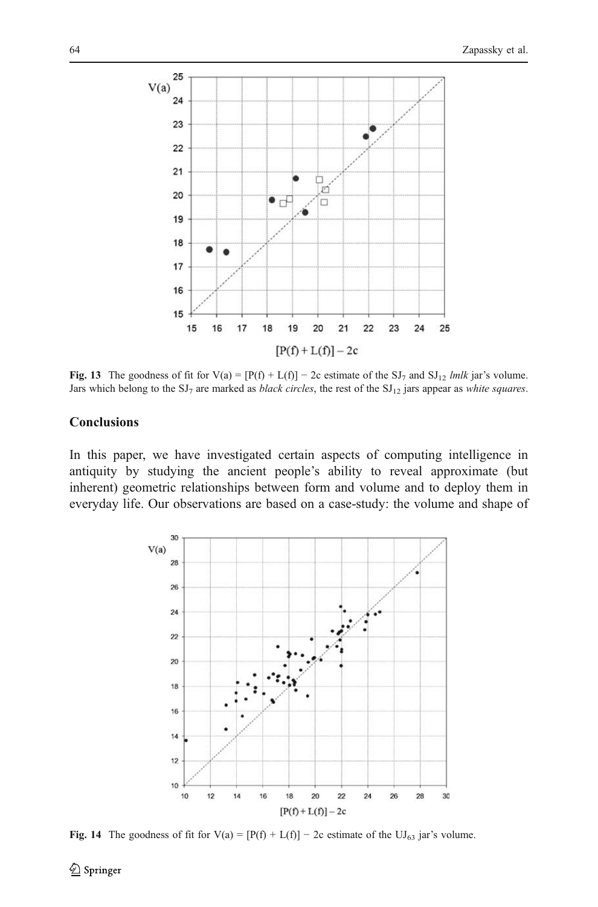Fig. 13 The goodness of fit for $V(a) = [P(f) + L(f)] - 2c$ estimate of the $SJ_7$ and $SJ_{12}$ *lmlk* jar's volume. Jars which belong to the $SJ_7$ are marked as *black circles*, the rest of the $SJ_{12}$ jars appear as *white squares*.

## Conclusions

In this paper, we have investigated certain aspects of computing intelligence in antiquity by studying the ancient people's ability to reveal approximate (but inherent) geometric relationships between form and volume and to deploy them in everyday life. Our observations are based on a case-study: the volume and shape of

Fig. 14 The goodness of fit for $V(a) = [P(f) + L(f)] - 2c$ estimate of the $UJ_{63}$ jar's volume.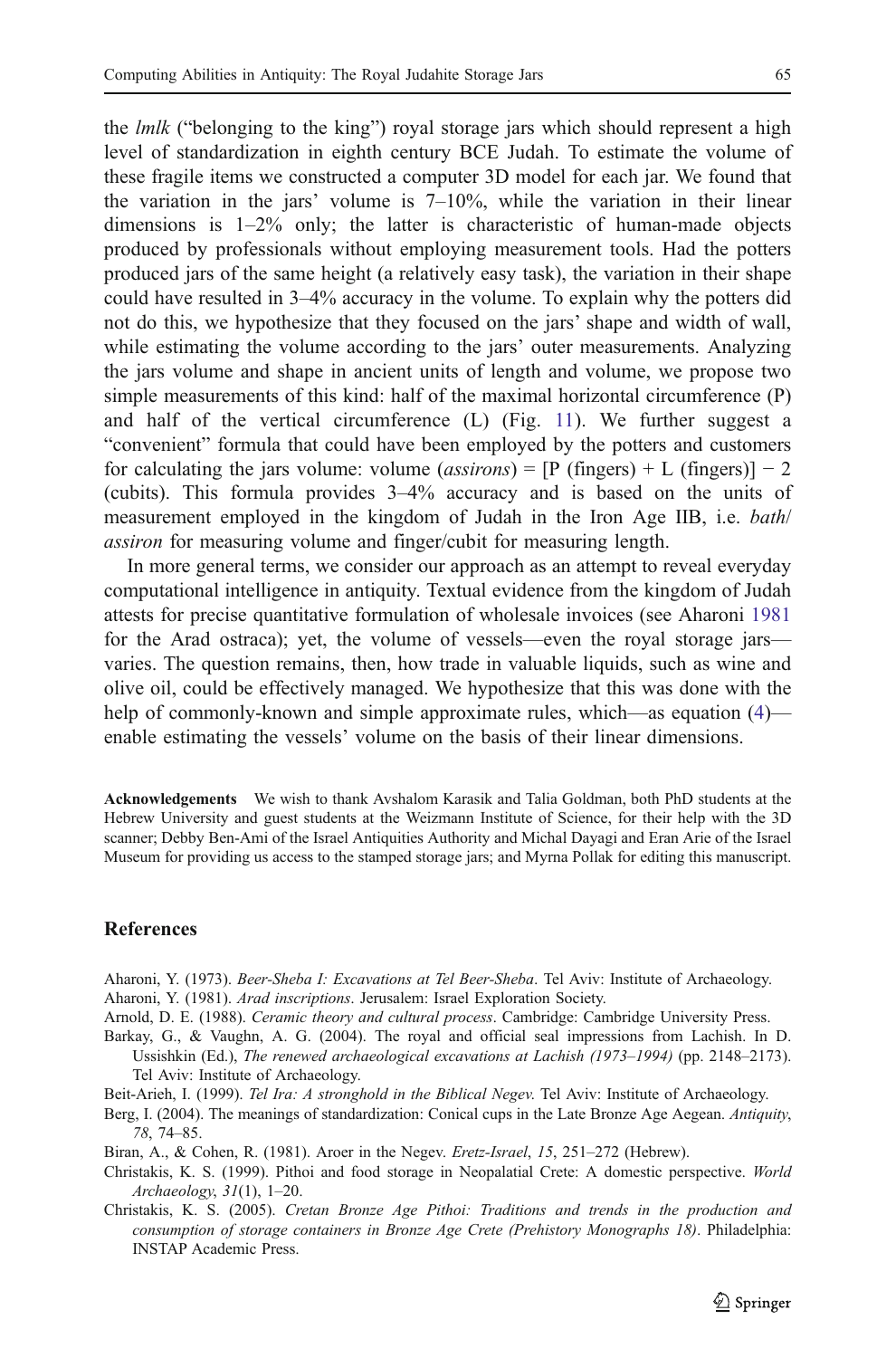the *lmlk* ("belonging to the king") royal storage jars which should represent a high level of standardization in eighth century BCE Judah. To estimate the volume of these fragile items we constructed a computer 3D model for each jar. We found that the variation in the jars' volume is 7–10%, while the variation in their linear dimensions is 1–2% only; the latter is characteristic of human-made objects produced by professionals without employing measurement tools. Had the potters produced jars of the same height (a relatively easy task), the variation in their shape could have resulted in 3–4% accuracy in the volume. To explain why the potters did not do this, we hypothesize that they focused on the jars' shape and width of wall, while estimating the volume according to the jars' outer measurements. Analyzing the jars volume and shape in ancient units of length and volume, we propose two simple measurements of this kind: half of the maximal horizontal circumference (P) and half of the vertical circumference (L) (Fig. 11). We further suggest a "convenient" formula that could have been employed by the potters and customers for calculating the jars volume: volume (*assirons*) = [P (fingers) + L (fingers)] − 2 (cubits). This formula provides 3–4% accuracy and is based on the units of measurement employed in the kingdom of Judah in the Iron Age IIB, i.e. *bath*/*assiron* for measuring volume and finger/cubit for measuring length.

In more general terms, we consider our approach as an attempt to reveal everyday computational intelligence in antiquity. Textual evidence from the kingdom of Judah attests for precise quantitative formulation of wholesale invoices (see Aharoni 1981 for the Arad ostraca); yet, the volume of vessels—even the royal storage jars—varies. The question remains, then, how trade in valuable liquids, such as wine and olive oil, could be effectively managed. We hypothesize that this was done with the help of commonly-known and simple approximate rules, which—as equation (4)—enable estimating the vessels' volume on the basis of their linear dimensions.

**Acknowledgements** We wish to thank Avshalom Karasik and Talia Goldman, both PhD students at the Hebrew University and guest students at the Weizmann Institute of Science, for their help with the 3D scanner; Debby Ben-Ami of the Israel Antiquities Authority and Michal Dayagi and Eran Arie of the Israel Museum for providing us access to the stamped storage jars; and Myrna Pollak for editing this manuscript.

## References

Aharoni, Y. (1973). *Beer-Sheba I: Excavations at Tel Beer-Sheba*. Tel Aviv: Institute of Archaeology.

Aharoni, Y. (1981). *Arad inscriptions*. Jerusalem: Israel Exploration Society.

Arnold, D. E. (1988). *Ceramic theory and cultural process*. Cambridge: Cambridge University Press.

Barkay, G., & Vaughn, A. G. (2004). The royal and official seal impressions from Lachish. In D. Ussishkin (Ed.), *The renewed archaeological excavations at Lachish (1973–1994)* (pp. 2148–2173). Tel Aviv: Institute of Archaeology.

Beit-Arieh, I. (1999). *Tel Ira: A stronghold in the Biblical Negev*. Tel Aviv: Institute of Archaeology.

Berg, I. (2004). The meanings of standardization: Conical cups in the Late Bronze Age Aegean. *Antiquity*, *78*, 74–85.

Biran, A., & Cohen, R. (1981). Aroer in the Negev. *Eretz-Israel*, *15*, 251–272 (Hebrew).

Christakis, K. S. (1999). Pithoi and food storage in Neopalatial Crete: A domestic perspective. *World Archaeology*, *31*(1), 1–20.

Christakis, K. S. (2005). *Cretan Bronze Age Pithoi: Traditions and trends in the production and consumption of storage containers in Bronze Age Crete (Prehistory Monographs 18)*. Philadelphia: INSTAP Academic Press.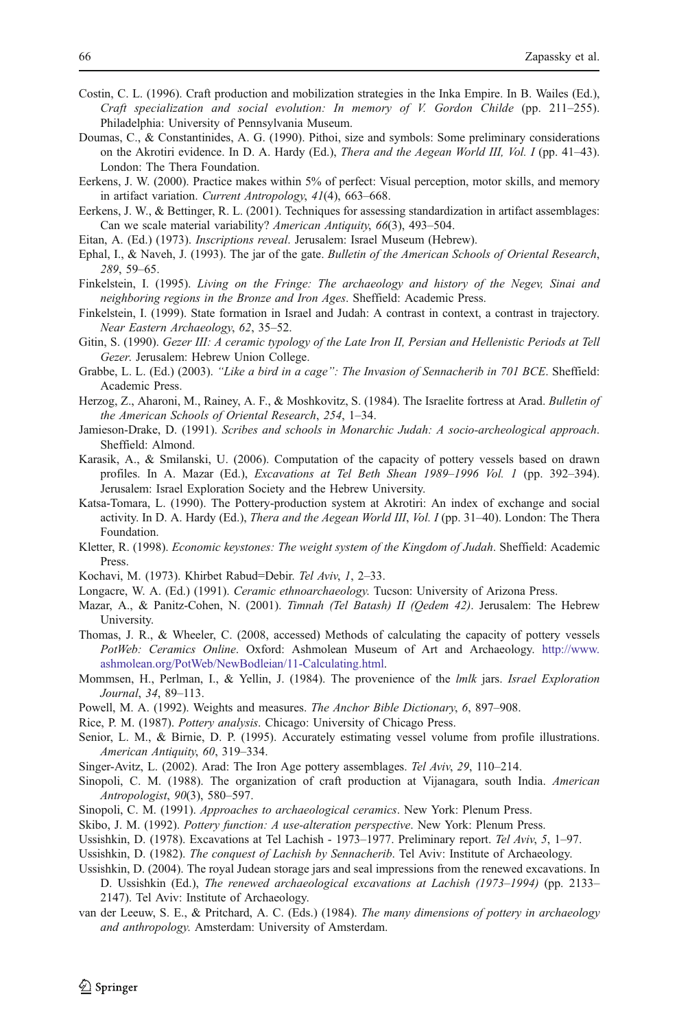Costin, C. L. (1996). Craft production and mobilization strategies in the Inka Empire. In B. Wailes (Ed.), *Craft specialization and social evolution: In memory of V. Gordon Childe* (pp. 211–255). Philadelphia: University of Pennsylvania Museum.

Doumas, C., & Constantinides, A. G. (1990). Pithoi, size and symbols: Some preliminary considerations on the Akrotiri evidence. In D. A. Hardy (Ed.), *Thera and the Aegean World III, Vol. I* (pp. 41–43). London: The Thera Foundation.

Eerkens, J. W. (2000). Practice makes within 5% of perfect: Visual perception, motor skills, and memory in artifact variation. *Current Antropology*, *41*(4), 663–668.

Eerkens, J. W., & Bettinger, R. L. (2001). Techniques for assessing standardization in artifact assemblages: Can we scale material variability? *American Antiquity*, *66*(3), 493–504.

Eitan, A. (Ed.) (1973). *Inscriptions reveal*. Jerusalem: Israel Museum (Hebrew).

Ephal, I., & Naveh, J. (1993). The jar of the gate. *Bulletin of the American Schools of Oriental Research*, *289*, 59–65.

Finkelstein, I. (1995). *Living on the Fringe: The archaeology and history of the Negev, Sinai and neighboring regions in the Bronze and Iron Ages*. Sheffield: Academic Press.

Finkelstein, I. (1999). State formation in Israel and Judah: A contrast in context, a contrast in trajectory. *Near Eastern Archaeology*, *62*, 35–52.

Gitin, S. (1990). *Gezer III: A ceramic typology of the Late Iron II, Persian and Hellenistic Periods at Tell Gezer*. Jerusalem: Hebrew Union College.

Grabbe, L. L. (Ed.) (2003). *"Like a bird in a cage": The Invasion of Sennacherib in 701 BCE*. Sheffield: Academic Press.

Herzog, Z., Aharoni, M., Rainey, A. F., & Moshkovitz, S. (1984). The Israelite fortress at Arad. *Bulletin of the American Schools of Oriental Research*, *254*, 1–34.

Jamieson-Drake, D. (1991). *Scribes and schools in Monarchic Judah: A socio-archeological approach*. Sheffield: Almond.

Karasik, A., & Smilanski, U. (2006). Computation of the capacity of pottery vessels based on drawn profiles. In A. Mazar (Ed.), *Excavations at Tel Beth Shean 1989–1996 Vol. 1* (pp. 392–394). Jerusalem: Israel Exploration Society and the Hebrew University.

Katsa-Tomara, L. (1990). The Pottery-production system at Akrotiri: An index of exchange and social activity. In D. A. Hardy (Ed.), *Thera and the Aegean World III*, *Vol. I* (pp. 31–40). London: The Thera Foundation.

Kletter, R. (1998). *Economic keystones: The weight system of the Kingdom of Judah*. Sheffield: Academic Press.

Kochavi, M. (1973). Khirbet Rabud=Debir. *Tel Aviv*, *1*, 2–33.

Longacre, W. A. (Ed.) (1991). *Ceramic ethnoarchaeology.* Tucson: University of Arizona Press.

Mazar, A., & Panitz-Cohen, N. (2001). *Timnah (Tel Batash) II (Qedem 42)*. Jerusalem: The Hebrew University.

Thomas, J. R., & Wheeler, C. (2008, accessed) Methods of calculating the capacity of pottery vessels *PotWeb: Ceramics Online*. Oxford: Ashmolean Museum of Art and Archaeology. http://www.ashmolean.org/PotWeb/NewBodleian/11-Calculating.html.

Mommsen, H., Perlman, I., & Yellin, J. (1984). The provenience of the *lmlk* jars. *Israel Exploration Journal*, *34*, 89–113.

Powell, M. A. (1992). Weights and measures. *The Anchor Bible Dictionary*, *6*, 897–908.

Rice, P. M. (1987). *Pottery analysis*. Chicago: University of Chicago Press.

Senior, L. M., & Birnie, D. P. (1995). Accurately estimating vessel volume from profile illustrations. *American Antiquity*, *60*, 319–334.

Singer-Avitz, L. (2002). Arad: The Iron Age pottery assemblages. *Tel Aviv*, *29*, 110–214.

Sinopoli, C. M. (1988). The organization of craft production at Vijanagara, south India. *American Antropologist*, *90*(3), 580–597.

Sinopoli, C. M. (1991). *Approaches to archaeological ceramics*. New York: Plenum Press.

Skibo, J. M. (1992). *Pottery function: A use-alteration perspective*. New York: Plenum Press.

Ussishkin, D. (1978). Excavations at Tel Lachish - 1973–1977. Preliminary report. *Tel Aviv*, *5*, 1–97.

Ussishkin, D. (1982). *The conquest of Lachish by Sennacherib*. Tel Aviv: Institute of Archaeology.

Ussishkin, D. (2004). The royal Judean storage jars and seal impressions from the renewed excavations. In D. Ussishkin (Ed.), *The renewed archaeological excavations at Lachish (1973–1994)* (pp. 2133–2147). Tel Aviv: Institute of Archaeology.

van der Leeuw, S. E., & Pritchard, A. C. (Eds.) (1984). *The many dimensions of pottery in archaeology and anthropology.* Amsterdam: University of Amsterdam.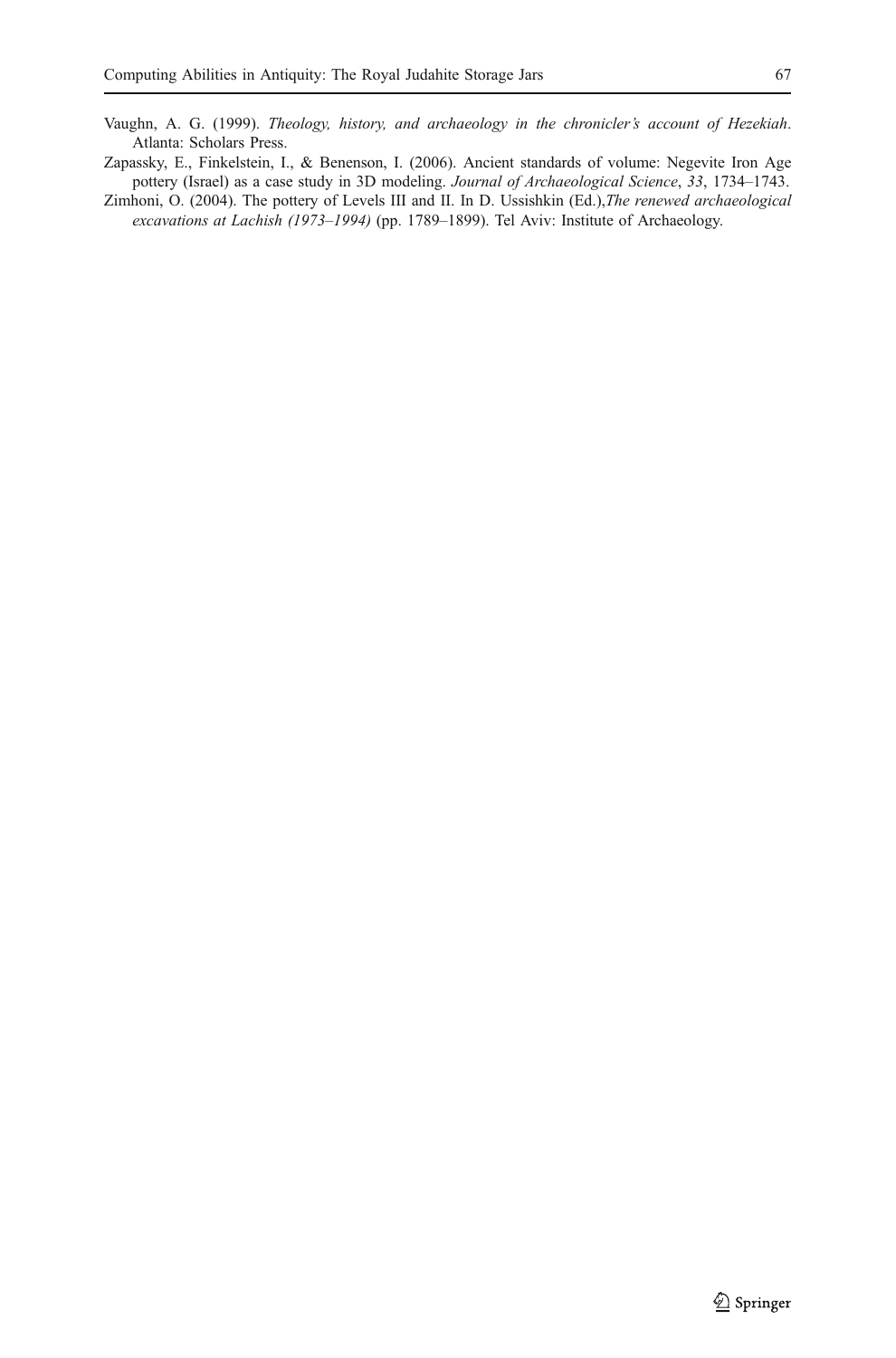Vaughn, A. G. (1999). *Theology, history, and archaeology in the chronicler's account of Hezekiah*. Atlanta: Scholars Press.

Zapassky, E., Finkelstein, I., & Benenson, I. (2006). Ancient standards of volume: Negevite Iron Age pottery (Israel) as a case study in 3D modeling. *Journal of Archaeological Science*, *33*, 1734–1743.

Zimhoni, O. (2004). The pottery of Levels III and II. In D. Ussishkin (Ed.),*The renewed archaeological excavations at Lachish (1973–1994)* (pp. 1789–1899). Tel Aviv: Institute of Archaeology.